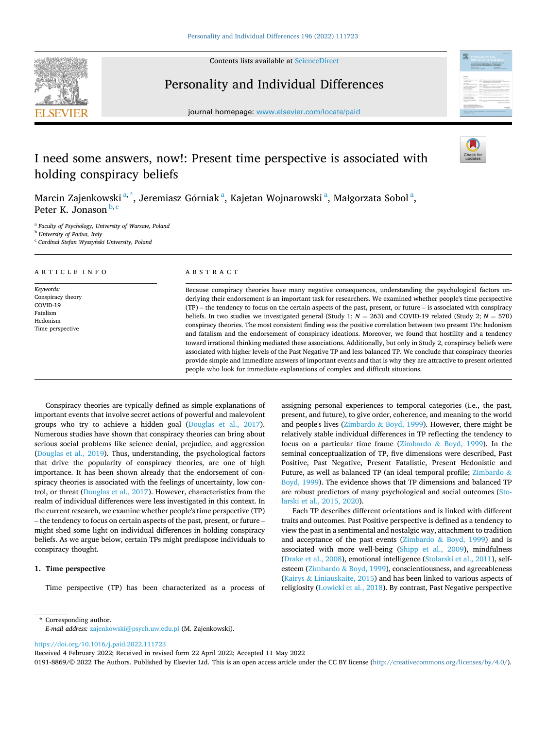# I need some answers, now!: Present time perspective is associated with holding conspiracy beliefs

Marcin Zajenkowski[a,*], Jeremiasz Górniak[a], Kajetan Wojnarowski[a], Małgorzata Sobol[a], Peter K. Jonason[b,c]

[a] Faculty of Psychology, University of Warsaw, Poland
[b] University of Padua, Italy
[c] Cardinal Stefan Wyszyński University, Poland

## ARTICLE INFO

*Keywords:*
Conspiracy theory
COVID-19
Fatalism
Hedonism
Time perspective

## ABSTRACT

Because conspiracy theories have many negative consequences, understanding the psychological factors underlying their endorsement is an important task for researchers. We examined whether people's time perspective (TP) – the tendency to focus on the certain aspects of the past, present, or future – is associated with conspiracy beliefs. In two studies we investigated general (Study 1; *N* = 263) and COVID-19 related (Study 2; *N* = 570) conspiracy theories. The most consistent finding was the positive correlation between two present TPs: hedonism and fatalism and the endorsement of conspiracy ideations. Moreover, we found that hostility and a tendency toward irrational thinking mediated these associations. Additionally, but only in Study 2, conspiracy beliefs were associated with higher levels of the Past Negative TP and less balanced TP. We conclude that conspiracy theories provide simple and immediate answers of important events and that is why they are attractive to present oriented people who look for immediate explanations of complex and difficult situations.

Conspiracy theories are typically defined as simple explanations of important events that involve secret actions of powerful and malevolent groups who try to achieve a hidden goal (Douglas et al., 2017). Numerous studies have shown that conspiracy theories can bring about serious social problems like science denial, prejudice, and aggression (Douglas et al., 2019). Thus, understanding, the psychological factors that drive the popularity of conspiracy theories, are one of high importance. It has been shown already that the endorsement of conspiracy theories is associated with the feelings of uncertainty, low control, or threat (Douglas et al., 2017). However, characteristics from the realm of individual differences were less investigated in this context. In the current research, we examine whether people's time perspective (TP) – the tendency to focus on certain aspects of the past, present, or future – might shed some light on individual differences in holding conspiracy beliefs. As we argue below, certain TPs might predispose individuals to conspiracy thought.

## 1. Time perspective

Time perspective (TP) has been characterized as a process of assigning personal experiences to temporal categories (i.e., the past, present, and future), to give order, coherence, and meaning to the world and people's lives (Zimbardo & Boyd, 1999). However, there might be relatively stable individual differences in TP reflecting the tendency to focus on a particular time frame (Zimbardo & Boyd, 1999). In the seminal conceptualization of TP, five dimensions were described, Past Positive, Past Negative, Present Fatalistic, Present Hedonistic and Future, as well as balanced TP (an ideal temporal profile; Zimbardo & Boyd, 1999). The evidence shows that TP dimensions and balanced TP are robust predictors of many psychological and social outcomes (Stolarski et al., 2015, 2020).

Each TP describes different orientations and is linked with different traits and outcomes. Past Positive perspective is defined as a tendency to view the past in a sentimental and nostalgic way, attachment to tradition and acceptance of the past events (Zimbardo & Boyd, 1999) and is associated with more well-being (Shipp et al., 2009), mindfulness (Drake et al., 2008), emotional intelligence (Stolarski et al., 2011), self-esteem (Zimbardo & Boyd, 1999), conscientiousness, and agreeableness (Kairys & Liniauskaite, 2015) and has been linked to various aspects of religiosity (Łowicki et al., 2018). By contrast, Past Negative perspective

* Corresponding author.
*E-mail address:* zajenkowski@psych.uw.edu.pl (M. Zajenkowski).

https://doi.org/10.1016/j.paid.2022.111723
Received 4 February 2022; Received in revised form 22 April 2022; Accepted 11 May 2022
0191-8869/© 2022 The Authors. Published by Elsevier Ltd. This is an open access article under the CC BY license (http://creativecommons.org/licenses/by/4.0/).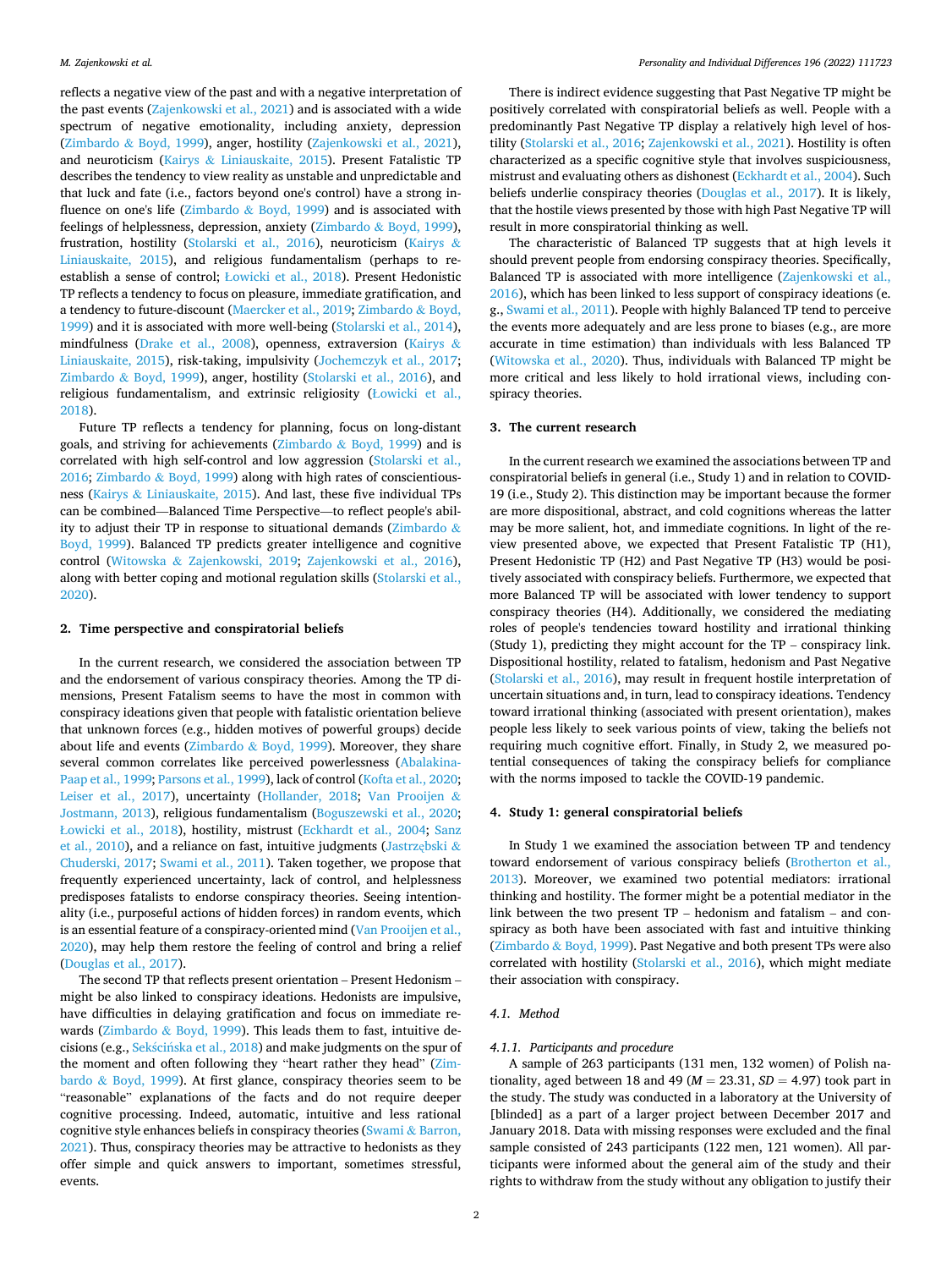reflects a negative view of the past and with a negative interpretation of the past events (Zajenkowski et al., 2021) and is associated with a wide spectrum of negative emotionality, including anxiety, depression (Zimbardo & Boyd, 1999), anger, hostility (Zajenkowski et al., 2021), and neuroticism (Kairys & Liniauskaite, 2015). Present Fatalistic TP describes the tendency to view reality as unstable and unpredictable and that luck and fate (i.e., factors beyond one's control) have a strong influence on one's life (Zimbardo & Boyd, 1999) and is associated with feelings of helplessness, depression, anxiety (Zimbardo & Boyd, 1999), frustration, hostility (Stolarski et al., 2016), neuroticism (Kairys & Liniauskaite, 2015), and religious fundamentalism (perhaps to reestablish a sense of control; Łowicki et al., 2018). Present Hedonistic TP reflects a tendency to focus on pleasure, immediate gratification, and a tendency to future-discount (Maercker et al., 2019; Zimbardo & Boyd, 1999) and it is associated with more well-being (Stolarski et al., 2014), mindfulness (Drake et al., 2008), openness, extraversion (Kairys & Liniauskaite, 2015), risk-taking, impulsivity (Jochemczyk et al., 2017; Zimbardo & Boyd, 1999), anger, hostility (Stolarski et al., 2016), and religious fundamentalism, and extrinsic religiosity (Łowicki et al., 2018).

Future TP reflects a tendency for planning, focus on long-distant goals, and striving for achievements (Zimbardo & Boyd, 1999) and is correlated with high self-control and low aggression (Stolarski et al., 2016; Zimbardo & Boyd, 1999) along with high rates of conscientiousness (Kairys & Liniauskaite, 2015). And last, these five individual TPs can be combined—Balanced Time Perspective—to reflect people's ability to adjust their TP in response to situational demands (Zimbardo & Boyd, 1999). Balanced TP predicts greater intelligence and cognitive control (Witowska & Zajenkowski, 2019; Zajenkowski et al., 2016), along with better coping and motional regulation skills (Stolarski et al., 2020).

## 2. Time perspective and conspiratorial beliefs

In the current research, we considered the association between TP and the endorsement of various conspiracy theories. Among the TP dimensions, Present Fatalism seems to have the most in common with conspiracy ideations given that people with fatalistic orientation believe that unknown forces (e.g., hidden motives of powerful groups) decide about life and events (Zimbardo & Boyd, 1999). Moreover, they share several common correlates like perceived powerlessness (Abalakina-Paap et al., 1999; Parsons et al., 1999), lack of control (Kofta et al., 2020; Leiser et al., 2017), uncertainty (Hollander, 2018; Van Prooijen & Jostmann, 2013), religious fundamentalism (Boguszewski et al., 2020; Łowicki et al., 2018), hostility, mistrust (Eckhardt et al., 2004; Sanz et al., 2010), and a reliance on fast, intuitive judgments (Jastrzębski & Chuderski, 2017; Swami et al., 2011). Taken together, we propose that frequently experienced uncertainty, lack of control, and helplessness predisposes fatalists to endorse conspiracy theories. Seeing intentionality (i.e., purposeful actions of hidden forces) in random events, which is an essential feature of a conspiracy-oriented mind (Van Prooijen et al., 2020), may help them restore the feeling of control and bring a relief (Douglas et al., 2017).

The second TP that reflects present orientation – Present Hedonism – might be also linked to conspiracy ideations. Hedonists are impulsive, have difficulties in delaying gratification and focus on immediate rewards (Zimbardo & Boyd, 1999). This leads them to fast, intuitive decisions (e.g., Sekścińska et al., 2018) and make judgments on the spur of the moment and often following they "heart rather they head" (Zimbardo & Boyd, 1999). At first glance, conspiracy theories seem to be "reasonable" explanations of the facts and do not require deeper cognitive processing. Indeed, automatic, intuitive and less rational cognitive style enhances beliefs in conspiracy theories (Swami & Barron, 2021). Thus, conspiracy theories may be attractive to hedonists as they offer simple and quick answers to important, sometimes stressful, events.

There is indirect evidence suggesting that Past Negative TP might be positively correlated with conspiratorial beliefs as well. People with a predominantly Past Negative TP display a relatively high level of hostility (Stolarski et al., 2016; Zajenkowski et al., 2021). Hostility is often characterized as a specific cognitive style that involves suspiciousness, mistrust and evaluating others as dishonest (Eckhardt et al., 2004). Such beliefs underlie conspiracy theories (Douglas et al., 2017). It is likely, that the hostile views presented by those with high Past Negative TP will result in more conspiratorial thinking as well.

The characteristic of Balanced TP suggests that at high levels it should prevent people from endorsing conspiracy theories. Specifically, Balanced TP is associated with more intelligence (Zajenkowski et al., 2016), which has been linked to less support of conspiracy ideations (e.g., Swami et al., 2011). People with highly Balanced TP tend to perceive the events more adequately and are less prone to biases (e.g., are more accurate in time estimation) than individuals with less Balanced TP (Witowska et al., 2020). Thus, individuals with Balanced TP might be more critical and less likely to hold irrational views, including conspiracy theories.

## 3. The current research

In the current research we examined the associations between TP and conspiratorial beliefs in general (i.e., Study 1) and in relation to COVID-19 (i.e., Study 2). This distinction may be important because the former are more dispositional, abstract, and cold cognitions whereas the latter may be more salient, hot, and immediate cognitions. In light of the review presented above, we expected that Present Fatalistic TP (H1), Present Hedonistic TP (H2) and Past Negative TP (H3) would be positively associated with conspiracy beliefs. Furthermore, we expected that more Balanced TP will be associated with lower tendency to support conspiracy theories (H4). Additionally, we considered the mediating roles of people's tendencies toward hostility and irrational thinking (Study 1), predicting they might account for the TP – conspiracy link. Dispositional hostility, related to fatalism, hedonism and Past Negative (Stolarski et al., 2016), may result in frequent hostile interpretation of uncertain situations and, in turn, lead to conspiracy ideations. Tendency toward irrational thinking (associated with present orientation), makes people less likely to seek various points of view, taking the beliefs not requiring much cognitive effort. Finally, in Study 2, we measured potential consequences of taking the conspiracy beliefs for compliance with the norms imposed to tackle the COVID-19 pandemic.

## 4. Study 1: general conspiratorial beliefs

In Study 1 we examined the association between TP and tendency toward endorsement of various conspiracy beliefs (Brotherton et al., 2013). Moreover, we examined two potential mediators: irrational thinking and hostility. The former might be a potential mediator in the link between the two present TP – hedonism and fatalism – and conspiracy as both have been associated with fast and intuitive thinking (Zimbardo & Boyd, 1999). Past Negative and both present TPs were also correlated with hostility (Stolarski et al., 2016), which might mediate their association with conspiracy.

### 4.1. Method

#### 4.1.1. Participants and procedure

A sample of 263 participants (131 men, 132 women) of Polish nationality, aged between 18 and 49 ($M = 23.31$, $SD = 4.97$) took part in the study. The study was conducted in a laboratory at the University of [blinded] as a part of a larger project between December 2017 and January 2018. Data with missing responses were excluded and the final sample consisted of 243 participants (122 men, 121 women). All participants were informed about the general aim of the study and their rights to withdraw from the study without any obligation to justify their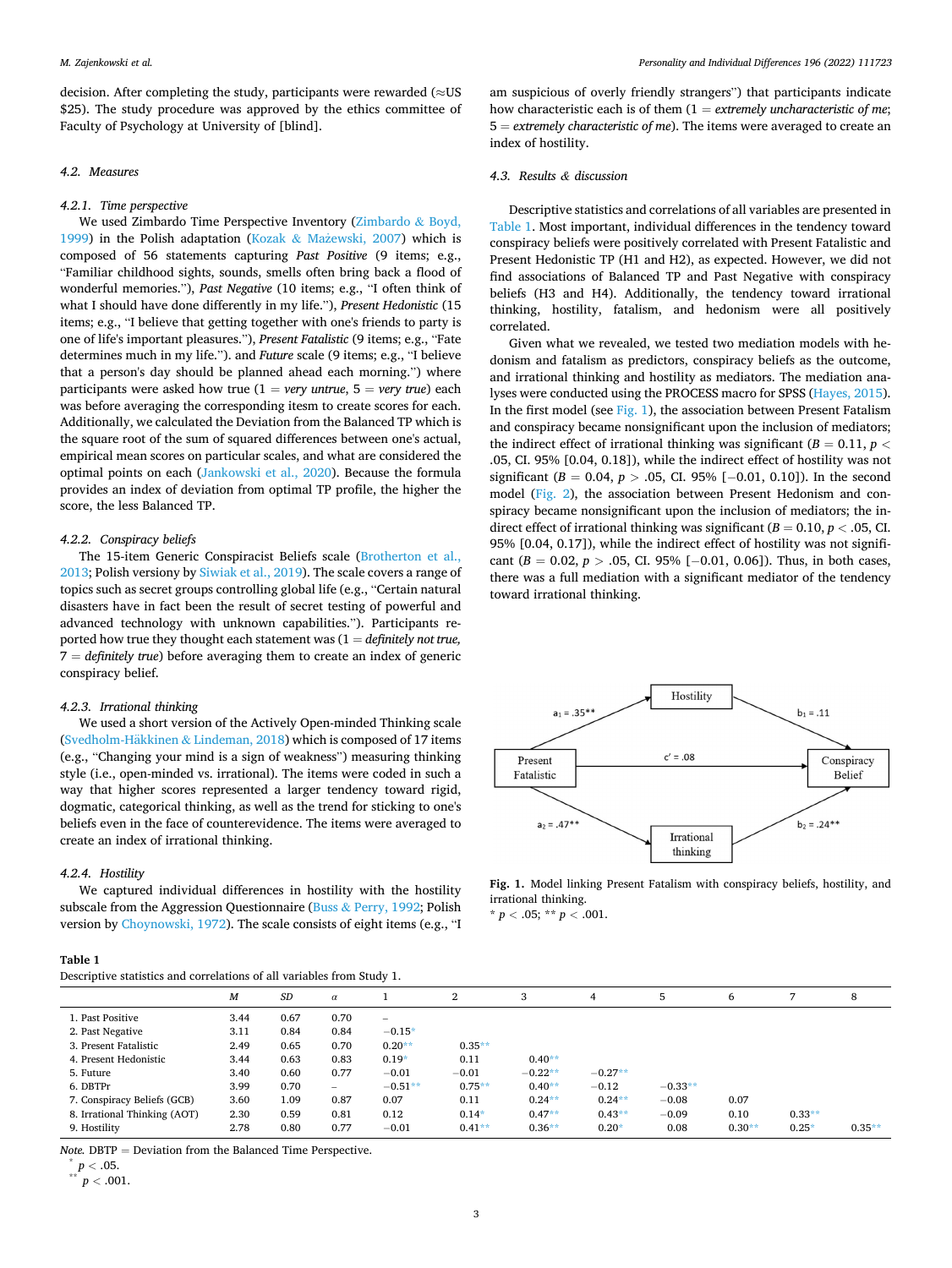decision. After completing the study, participants were rewarded (≈US $25). The study procedure was approved by the ethics committee of Faculty of Psychology at University of [blind].

### 4.2. Measures

#### 4.2.1. Time perspective

We used Zimbardo Time Perspective Inventory (Zimbardo & Boyd, 1999) in the Polish adaptation (Kozak & Mażewski, 2007) which is composed of 56 statements capturing *Past Positive* (9 items; e.g., "Familiar childhood sights, sounds, smells often bring back a flood of wonderful memories."), *Past Negative* (10 items; e.g., "I often think of what I should have done differently in my life."), *Present Hedonistic* (15 items; e.g., "I believe that getting together with one's friends to party is one of life's important pleasures."), *Present Fatalistic* (9 items; e.g., "Fate determines much in my life."). and *Future* scale (9 items; e.g., "I believe that a person's day should be planned ahead each morning.") where participants were asked how true (1 = *very untrue*, 5 = *very true*) each was before averaging the corresponding itesm to create scores for each. Additionally, we calculated the Deviation from the Balanced TP which is the square root of the sum of squared differences between one's actual, empirical mean scores on particular scales, and what are considered the optimal points on each (Jankowski et al., 2020). Because the formula provides an index of deviation from optimal TP profile, the higher the score, the less Balanced TP.

#### 4.2.2. Conspiracy beliefs

The 15-item Generic Conspiracist Beliefs scale (Brotherton et al., 2013; Polish versiony by Siwiak et al., 2019). The scale covers a range of topics such as secret groups controlling global life (e.g., "Certain natural disasters have in fact been the result of secret testing of powerful and advanced technology with unknown capabilities."). Participants reported how true they thought each statement was (1 = *definitely not true*, 7 = *definitely true*) before averaging them to create an index of generic conspiracy belief.

#### 4.2.3. Irrational thinking

We used a short version of the Actively Open-minded Thinking scale (Svedholm-Häkkinen & Lindeman, 2018) which is composed of 17 items (e.g., "Changing your mind is a sign of weakness") measuring thinking style (i.e., open-minded vs. irrational). The items were coded in such a way that higher scores represented a larger tendency toward rigid, dogmatic, categorical thinking, as well as the trend for sticking to one's beliefs even in the face of counterevidence. The items were averaged to create an index of irrational thinking.

#### 4.2.4. Hostility

We captured individual differences in hostility with the hostility subscale from the Aggression Questionnaire (Buss & Perry, 1992; Polish version by Choynowski, 1972). The scale consists of eight items (e.g., "I am suspicious of overly friendly strangers") that participants indicate how characteristic each is of them (1 = *extremely uncharacteristic of me*; 5 = *extremely characteristic of me*). The items were averaged to create an index of hostility.

### 4.3. Results & discussion

Descriptive statistics and correlations of all variables are presented in Table 1. Most important, individual differences in the tendency toward conspiracy beliefs were positively correlated with Present Fatalistic and Present Hedonistic TP (H1 and H2), as expected. However, we did not find associations of Balanced TP and Past Negative with conspiracy beliefs (H3 and H4). Additionally, the tendency toward irrational thinking, hostility, fatalism, and hedonism were all positively correlated.

Given what we revealed, we tested two mediation models with hedonism and fatalism as predictors, conspiracy beliefs as the outcome, and irrational thinking and hostility as mediators. The mediation analyses were conducted using the PROCESS macro for SPSS (Hayes, 2015). In the first model (see Fig. 1), the association between Present Fatalism and conspiracy became nonsignificant upon the inclusion of mediators; the indirect effect of irrational thinking was significant ($B = 0.11$, $p < .05$, CI. 95% [0.04, 0.18]), while the indirect effect of hostility was not significant ($B = 0.04$, $p > .05$, CI. 95% [−0.01, 0.10]). In the second model (Fig. 2), the association between Present Hedonism and conspiracy became nonsignificant upon the inclusion of mediators; the indirect effect of irrational thinking was significant ($B = 0.10$, $p < .05$, CI. 95% [0.04, 0.17]), while the indirect effect of hostility was not significant ($B = 0.02$, $p > .05$, CI. 95% [−0.01, 0.06]). Thus, in both cases, there was a full mediation with a significant mediator of the tendency toward irrational thinking.

Hostility

$a_1 = .35$** $b_1 = .11$

Present Fatalistic $c' = .08$ Conspiracy Belief

$a_2 = .47$** $b_2 = .24$**

Irrational thinking

**Fig. 1.** Model linking Present Fatalism with conspiracy beliefs, hostility, and irrational thinking.
* $p < .05$; ** $p < .001$.

**Table 1**
Descriptive statistics and correlations of all variables from Study 1.

| | *M* | *SD* | *α* | 1 | 2 | 3 | 4 | 5 | 6 | 7 | 8 |
|---|---|---|---|---|---|---|---|---|---|---|---|
| 1. Past Positive | 3.44 | 0.67 | 0.70 | – | | | | | | | |
| 2. Past Negative | 3.11 | 0.84 | 0.84 | −0.15* | | | | | | | |
| 3. Present Fatalistic | 2.49 | 0.65 | 0.70 | 0.20** | 0.35** | | | | | | |
| 4. Present Hedonistic | 3.44 | 0.63 | 0.83 | 0.19* | 0.11 | 0.40** | | | | | |
| 5. Future | 3.40 | 0.60 | 0.77 | −0.01 | −0.01 | −0.22** | −0.27** | | | | |
| 6. DBTPr | 3.99 | 0.70 | – | −0.51** | 0.75** | 0.40** | −0.12 | −0.33** | | | |
| 7. Conspiracy Beliefs (GCB) | 3.60 | 1.09 | 0.87 | 0.07 | 0.11 | 0.24** | 0.24** | −0.08 | 0.07 | | |
| 8. Irrational Thinking (AOT) | 2.30 | 0.59 | 0.81 | 0.12 | 0.14* | 0.47** | 0.43** | −0.09 | 0.10 | 0.33** | |
| 9. Hostility | 2.78 | 0.80 | 0.77 | −0.01 | 0.41** | 0.36** | 0.20* | 0.08 | 0.30** | 0.25* | 0.35** |

*Note.* DBTP = Deviation from the Balanced Time Perspective.
* $p < .05$.
** $p < .001$.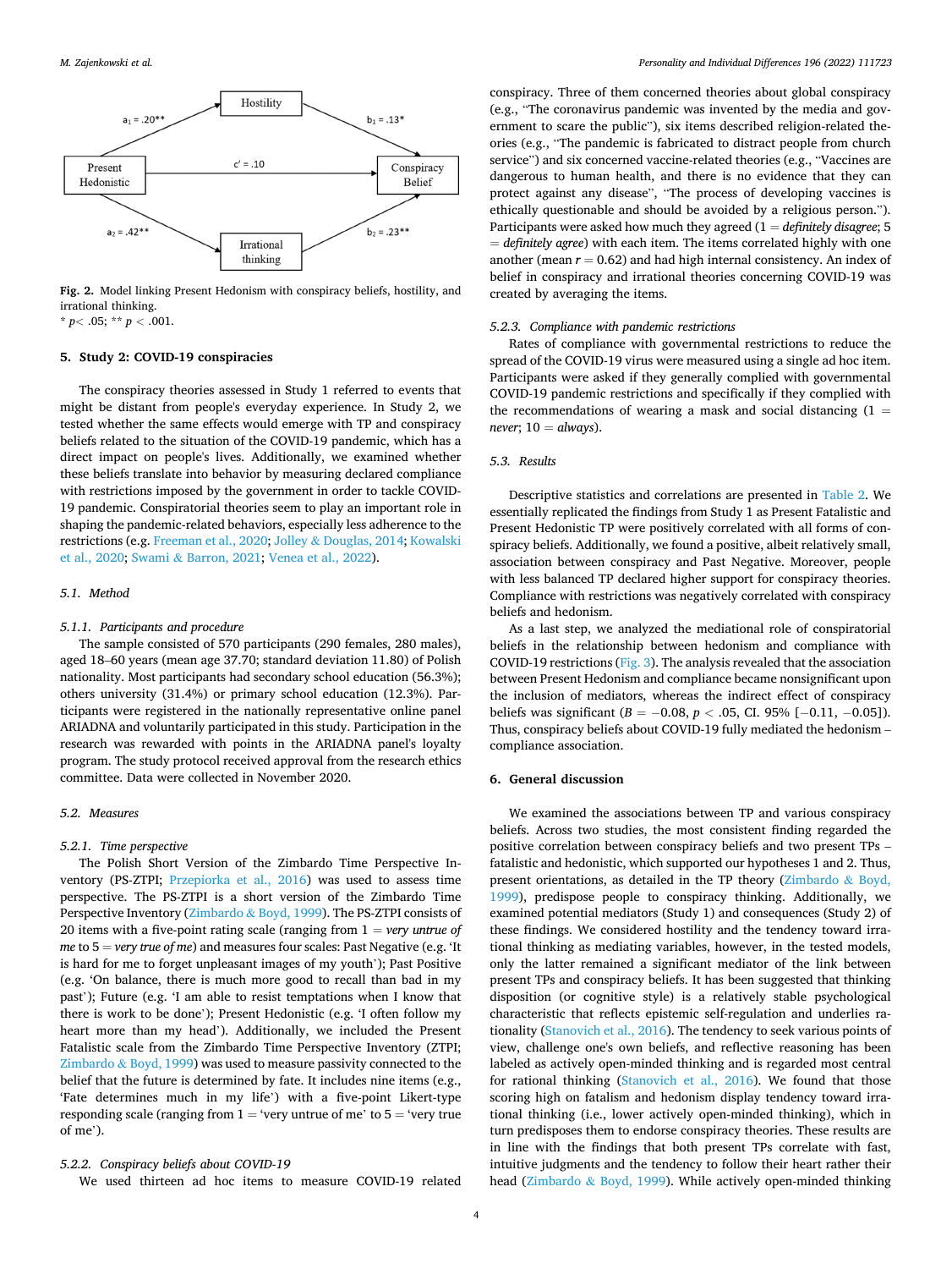Present Hedonistic → Hostility: $a_1 = .20^{**}$

Hostility → Conspiracy Belief: $b_1 = .13^{*}$

Present Hedonistic → Conspiracy Belief: $c' = .10$

Present Hedonistic → Irrational thinking: $a_2 = .42^{**}$

Irrational thinking → Conspiracy Belief: $b_2 = .23^{**}$

**Fig. 2.** Model linking Present Hedonism with conspiracy beliefs, hostility, and irrational thinking.
\* $p< .05$; \*\* $p < .001$.

## 5. Study 2: COVID-19 conspiracies

The conspiracy theories assessed in Study 1 referred to events that might be distant from people's everyday experience. In Study 2, we tested whether the same effects would emerge with TP and conspiracy beliefs related to the situation of the COVID-19 pandemic, which has a direct impact on people's lives. Additionally, we examined whether these beliefs translate into behavior by measuring declared compliance with restrictions imposed by the government in order to tackle COVID-19 pandemic. Conspiratorial theories seem to play an important role in shaping the pandemic-related behaviors, especially less adherence to the restrictions (e.g. Freeman et al., 2020; Jolley & Douglas, 2014; Kowalski et al., 2020; Swami & Barron, 2021; Venea et al., 2022).

### 5.1. Method

#### 5.1.1. Participants and procedure

The sample consisted of 570 participants (290 females, 280 males), aged 18–60 years (mean age 37.70; standard deviation 11.80) of Polish nationality. Most participants had secondary school education (56.3%); others university (31.4%) or primary school education (12.3%). Participants were registered in the nationally representative online panel ARIADNA and voluntarily participated in this study. Participation in the research was rewarded with points in the ARIADNA panel's loyalty program. The study protocol received approval from the research ethics committee. Data were collected in November 2020.

### 5.2. Measures

#### 5.2.1. Time perspective

The Polish Short Version of the Zimbardo Time Perspective Inventory (PS-ZTPI; Przepiorka et al., 2016) was used to assess time perspective. The PS-ZTPI is a short version of the Zimbardo Time Perspective Inventory (Zimbardo & Boyd, 1999). The PS-ZTPI consists of 20 items with a five-point rating scale (ranging from 1 = *very untrue of me* to 5 = *very true of me*) and measures four scales: Past Negative (e.g. 'It is hard for me to forget unpleasant images of my youth'); Past Positive (e.g. 'On balance, there is much more good to recall than bad in my past'); Future (e.g. 'I am able to resist temptations when I know that there is work to be done'); Present Hedonistic (e.g. 'I often follow my heart more than my head'). Additionally, we included the Present Fatalistic scale from the Zimbardo Time Perspective Inventory (ZTPI; Zimbardo & Boyd, 1999) was used to measure passivity connected to the belief that the future is determined by fate. It includes nine items (e.g., 'Fate determines much in my life') with a five-point Likert-type responding scale (ranging from 1 = 'very untrue of me' to 5 = 'very true of me').

#### 5.2.2. Conspiracy beliefs about COVID-19

We used thirteen ad hoc items to measure COVID-19 related conspiracy. Three of them concerned theories about global conspiracy (e.g., "The coronavirus pandemic was invented by the media and government to scare the public"), six items described religion-related theories (e.g., "The pandemic is fabricated to distract people from church service") and six concerned vaccine-related theories (e.g., "Vaccines are dangerous to human health, and there is no evidence that they can protect against any disease", "The process of developing vaccines is ethically questionable and should be avoided by a religious person."). Participants were asked how much they agreed (1 = *definitely disagree*; 5 = *definitely agree*) with each item. The items correlated highly with one another (mean $r = 0.62$) and had high internal consistency. An index of belief in conspiracy and irrational theories concerning COVID-19 was created by averaging the items.

#### 5.2.3. Compliance with pandemic restrictions

Rates of compliance with governmental restrictions to reduce the spread of the COVID-19 virus were measured using a single ad hoc item. Participants were asked if they generally complied with governmental COVID-19 pandemic restrictions and specifically if they complied with the recommendations of wearing a mask and social distancing (1 = *never*; 10 = *always*).

### 5.3. Results

Descriptive statistics and correlations are presented in Table 2. We essentially replicated the findings from Study 1 as Present Fatalistic and Present Hedonistic TP were positively correlated with all forms of conspiracy beliefs. Additionally, we found a positive, albeit relatively small, association between conspiracy and Past Negative. Moreover, people with less balanced TP declared higher support for conspiracy theories. Compliance with restrictions was negatively correlated with conspiracy beliefs and hedonism.

As a last step, we analyzed the mediational role of conspiratorial beliefs in the relationship between hedonism and compliance with COVID-19 restrictions (Fig. 3). The analysis revealed that the association between Present Hedonism and compliance became nonsignificant upon the inclusion of mediators, whereas the indirect effect of conspiracy beliefs was significant ($B = -0.08$, $p < .05$, CI. 95% $[-0.11, -0.05]$). Thus, conspiracy beliefs about COVID-19 fully mediated the hedonism – compliance association.

## 6. General discussion

We examined the associations between TP and various conspiracy beliefs. Across two studies, the most consistent finding regarded the positive correlation between conspiracy beliefs and two present TPs – fatalistic and hedonistic, which supported our hypotheses 1 and 2. Thus, present orientations, as detailed in the TP theory (Zimbardo & Boyd, 1999), predispose people to conspiracy thinking. Additionally, we examined potential mediators (Study 1) and consequences (Study 2) of these findings. We considered hostility and the tendency toward irrational thinking as mediating variables, however, in the tested models, only the latter remained a significant mediator of the link between present TPs and conspiracy beliefs. It has been suggested that thinking disposition (or cognitive style) is a relatively stable psychological characteristic that reflects epistemic self-regulation and underlies rationality (Stanovich et al., 2016). The tendency to seek various points of view, challenge one's own beliefs, and reflective reasoning has been labeled as actively open-minded thinking and is regarded most central for rational thinking (Stanovich et al., 2016). We found that those scoring high on fatalism and hedonism display tendency toward irrational thinking (i.e., lower actively open-minded thinking), which in turn predisposes them to endorse conspiracy theories. These results are in line with the findings that both present TPs correlate with fast, intuitive judgments and the tendency to follow their heart rather their head (Zimbardo & Boyd, 1999). While actively open-minded thinking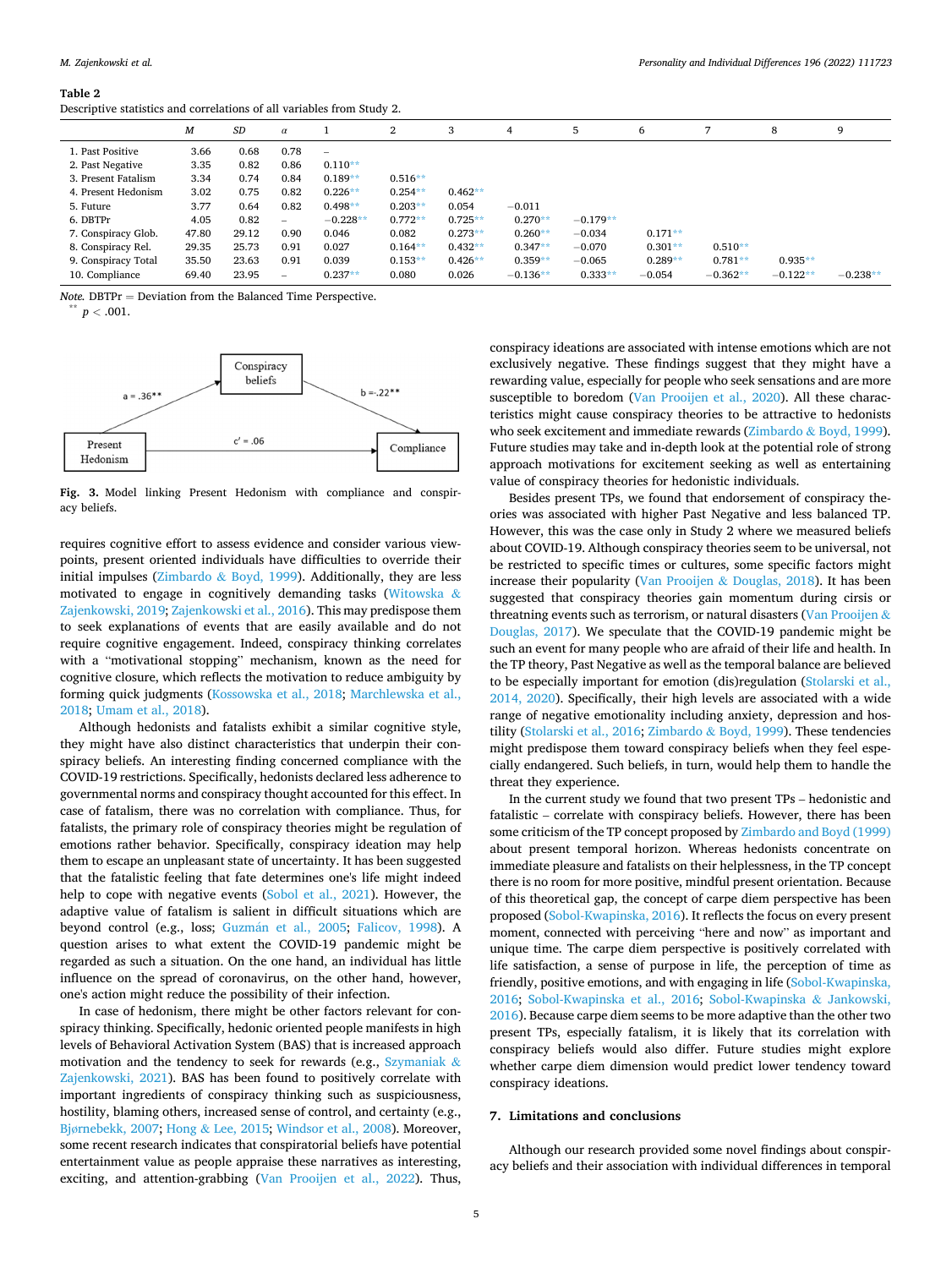**Table 2**
Descriptive statistics and correlations of all variables from Study 2.

| | M | SD | α | 1 | 2 | 3 | 4 | 5 | 6 | 7 | 8 | 9 |
|---|---|---|---|---|---|---|---|---|---|---|---|---|
| 1. Past Positive | 3.66 | 0.68 | 0.78 | – | | | | | | | | |
| 2. Past Negative | 3.35 | 0.82 | 0.86 | 0.110** | | | | | | | | |
| 3. Present Fatalism | 3.34 | 0.74 | 0.84 | 0.189** | 0.516** | | | | | | | |
| 4. Present Hedonism | 3.02 | 0.75 | 0.82 | 0.226** | 0.254** | 0.462** | | | | | | |
| 5. Future | 3.77 | 0.64 | 0.82 | 0.498** | 0.203** | 0.054 | −0.011 | | | | | |
| 6. DBTPr | 4.05 | 0.82 | – | −0.228** | 0.772** | 0.725** | 0.270** | −0.179** | | | | |
| 7. Conspiracy Glob. | 47.80 | 29.12 | 0.90 | 0.046 | 0.082 | 0.273** | 0.260** | −0.034 | 0.171** | | | |
| 8. Conspiracy Rel. | 29.35 | 25.73 | 0.91 | 0.027 | 0.164** | 0.432** | 0.347** | −0.070 | 0.301** | 0.510** | | |
| 9. Conspiracy Total | 35.50 | 23.63 | 0.91 | 0.039 | 0.153** | 0.426** | 0.359** | −0.065 | 0.289** | 0.781** | 0.935** | |
| 10. Compliance | 69.40 | 23.95 | – | 0.237** | 0.080 | 0.026 | −0.136** | 0.333** | −0.054 | −0.362** | −0.122** | −0.238** |

*Note.* DBTPr = Deviation from the Balanced Time Perspective.
** $p < .001$.

Conspiracy beliefs; Present Hedonism; Compliance; a = .36**; b = −.22**; c' = .06

**Fig. 3.** Model linking Present Hedonism with compliance and conspiracy beliefs.

requires cognitive effort to assess evidence and consider various viewpoints, present oriented individuals have difficulties to override their initial impulses (Zimbardo & Boyd, 1999). Additionally, they are less motivated to engage in cognitively demanding tasks (Witowska & Zajenkowski, 2019; Zajenkowski et al., 2016). This may predispose them to seek explanations of events that are easily available and do not require cognitive engagement. Indeed, conspiracy thinking correlates with a "motivational stopping" mechanism, known as the need for cognitive closure, which reflects the motivation to reduce ambiguity by forming quick judgments (Kossowska et al., 2018; Marchlewska et al., 2018; Umam et al., 2018).

Although hedonists and fatalists exhibit a similar cognitive style, they might have also distinct characteristics that underpin their conspiracy beliefs. An interesting finding concerned compliance with the COVID-19 restrictions. Specifically, hedonists declared less adherence to governmental norms and conspiracy thought accounted for this effect. In case of fatalism, there was no correlation with compliance. Thus, for fatalists, the primary role of conspiracy theories might be regulation of emotions rather behavior. Specifically, conspiracy ideation may help them to escape an unpleasant state of uncertainty. It has been suggested that the fatalistic feeling that fate determines one's life might indeed help to cope with negative events (Sobol et al., 2021). However, the adaptive value of fatalism is salient in difficult situations which are beyond control (e.g., loss; Guzmán et al., 2005; Falicov, 1998). A question arises to what extent the COVID-19 pandemic might be regarded as such a situation. On the one hand, an individual has little influence on the spread of coronavirus, on the other hand, however, one's action might reduce the possibility of their infection.

In case of hedonism, there might be other factors relevant for conspiracy thinking. Specifically, hedonic oriented people manifests in high levels of Behavioral Activation System (BAS) that is increased approach motivation and the tendency to seek for rewards (e.g., Szymaniak & Zajenkowski, 2021). BAS has been found to positively correlate with important ingredients of conspiracy thinking such as suspiciousness, hostility, blaming others, increased sense of control, and certainty (e.g., Bjørnebekk, 2007; Hong & Lee, 2015; Windsor et al., 2008). Moreover, some recent research indicates that conspiratorial beliefs have potential entertainment value as people appraise these narratives as interesting, exciting, and attention-grabbing (Van Prooijen et al., 2022). Thus, conspiracy ideations are associated with intense emotions which are not exclusively negative. These findings suggest that they might have a rewarding value, especially for people who seek sensations and are more susceptible to boredom (Van Prooijen et al., 2020). All these characteristics might cause conspiracy theories to be attractive to hedonists who seek excitement and immediate rewards (Zimbardo & Boyd, 1999). Future studies may take and in-depth look at the potential role of strong approach motivations for excitement seeking as well as entertaining value of conspiracy theories for hedonistic individuals.

Besides present TPs, we found that endorsement of conspiracy theories was associated with higher Past Negative and less balanced TP. However, this was the case only in Study 2 where we measured beliefs about COVID-19. Although conspiracy theories seem to be universal, not be restricted to specific times or cultures, some specific factors might increase their popularity (Van Prooijen & Douglas, 2018). It has been suggested that conspiracy theories gain momentum during cirsis or threatning events such as terrorism, or natural disasters (Van Prooijen & Douglas, 2017). We speculate that the COVID-19 pandemic might be such an event for many people who are afraid of their life and health. In the TP theory, Past Negative as well as the temporal balance are believed to be especially important for emotion (dis)regulation (Stolarski et al., 2014, 2020). Specifically, their high levels are associated with a wide range of negative emotionality including anxiety, depression and hostility (Stolarski et al., 2016; Zimbardo & Boyd, 1999). These tendencies might predispose them toward conspiracy beliefs when they feel especially endangered. Such beliefs, in turn, would help them to handle the threat they experience.

In the current study we found that two present TPs – hedonistic and fatalistic – correlate with conspiracy beliefs. However, there has been some criticism of the TP concept proposed by Zimbardo and Boyd (1999) about present temporal horizon. Whereas hedonists concentrate on immediate pleasure and fatalists on their helplessness, in the TP concept there is no room for more positive, mindful present orientation. Because of this theoretical gap, the concept of carpe diem perspective has been proposed (Sobol-Kwapinska, 2016). It reflects the focus on every present moment, connected with perceiving "here and now" as important and unique time. The carpe diem perspective is positively correlated with life satisfaction, a sense of purpose in life, the perception of time as friendly, positive emotions, and with engaging in life (Sobol-Kwapinska, 2016; Sobol-Kwapinska et al., 2016; Sobol-Kwapinska & Jankowski, 2016). Because carpe diem seems to be more adaptive than the other two present TPs, especially fatalism, it is likely that its correlation with conspiracy beliefs would also differ. Future studies might explore whether carpe diem dimension would predict lower tendency toward conspiracy ideations.

## 7. Limitations and conclusions

Although our research provided some novel findings about conspiracy beliefs and their association with individual differences in temporal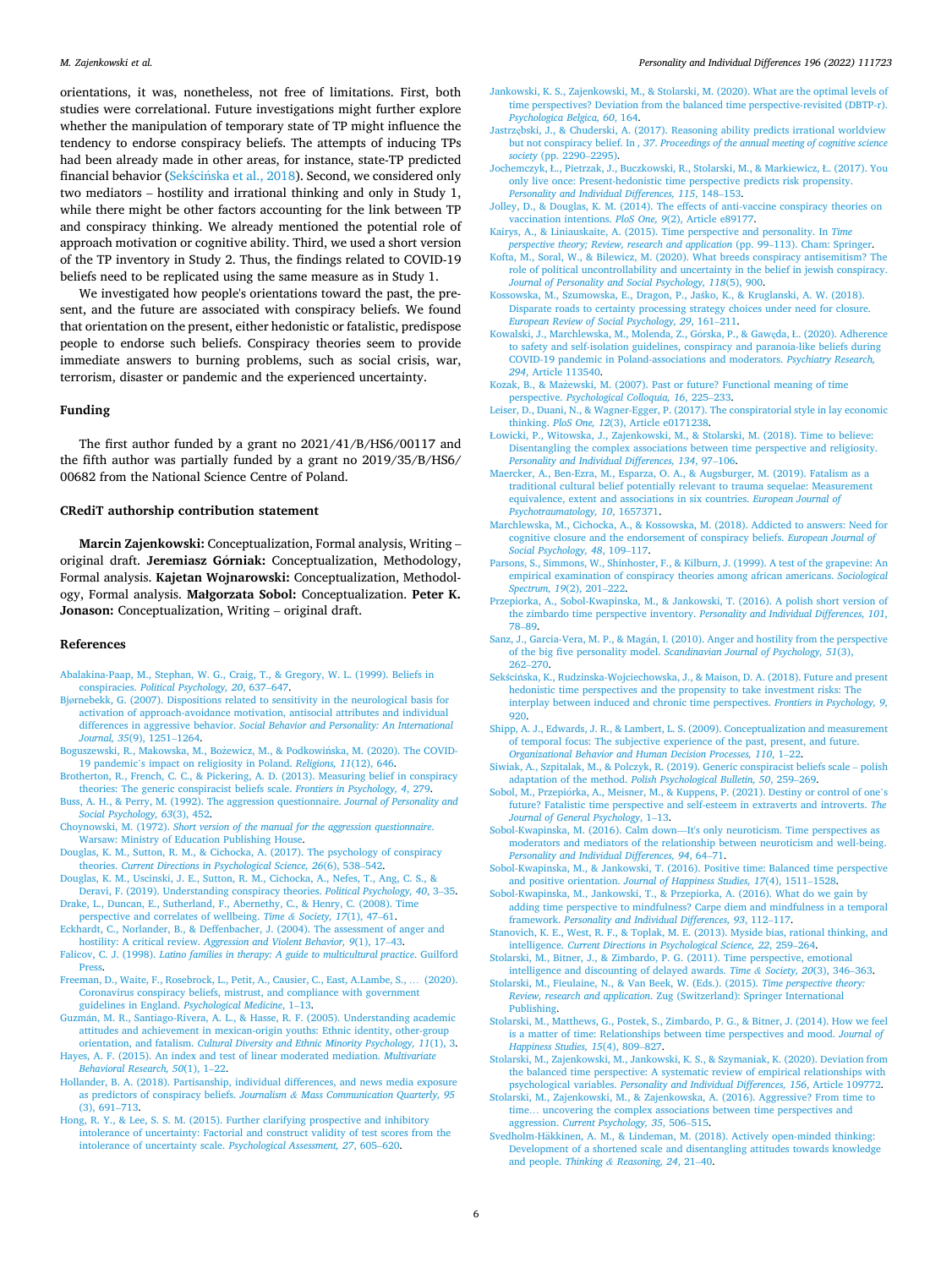orientations, it was, nonetheless, not free of limitations. First, both studies were correlational. Future investigations might further explore whether the manipulation of temporary state of TP might influence the tendency to endorse conspiracy beliefs. The attempts of inducing TPs had been already made in other areas, for instance, state-TP predicted financial behavior (Sekścińska et al., 2018). Second, we considered only two mediators – hostility and irrational thinking and only in Study 1, while there might be other factors accounting for the link between TP and conspiracy thinking. We already mentioned the potential role of approach motivation or cognitive ability. Third, we used a short version of the TP inventory in Study 2. Thus, the findings related to COVID-19 beliefs need to be replicated using the same measure as in Study 1.

We investigated how people's orientations toward the past, the present, and the future are associated with conspiracy beliefs. We found that orientation on the present, either hedonistic or fatalistic, predispose people to endorse such beliefs. Conspiracy theories seem to provide immediate answers to burning problems, such as social crisis, war, terrorism, disaster or pandemic and the experienced uncertainty.

## Funding

The first author funded by a grant no 2021/41/B/HS6/00117 and the fifth author was partially funded by a grant no 2019/35/B/HS6/00682 from the National Science Centre of Poland.

## CRediT authorship contribution statement

**Marcin Zajenkowski:** Conceptualization, Formal analysis, Writing – original draft. **Jeremiasz Górniak:** Conceptualization, Methodology, Formal analysis. **Kajetan Wojnarowski:** Conceptualization, Methodology, Formal analysis. **Małgorzata Sobol:** Conceptualization. **Peter K. Jonason:** Conceptualization, Writing – original draft.

## References

Abalakina-Paap, M., Stephan, W. G., Craig, T., & Gregory, W. L. (1999). Beliefs in conspiracies. *Political Psychology, 20*, 637–647.

Bjørnebekk, G. (2007). Dispositions related to sensitivity in the neurological basis for activation of approach-avoidance motivation, antisocial attributes and individual differences in aggressive behavior. *Social Behavior and Personality: An International Journal, 35*(9), 1251–1264.

Boguszewski, R., Makowska, M., Bożewicz, M., & Podkowińska, M. (2020). The COVID-19 pandemic's impact on religiosity in Poland. *Religions, 11*(12), 646.

Brotherton, R., French, C. C., & Pickering, A. D. (2013). Measuring belief in conspiracy theories: The generic conspiracist beliefs scale. *Frontiers in Psychology, 4*, 279.

Buss, A. H., & Perry, M. (1992). The aggression questionnaire. *Journal of Personality and Social Psychology, 63*(3), 452.

Choynowski, M. (1972). *Short version of the manual for the aggression questionnaire*. Warsaw: Ministry of Education Publishing House.

Douglas, K. M., Sutton, R. M., & Cichocka, A. (2017). The psychology of conspiracy theories. *Current Directions in Psychological Science, 26*(6), 538–542.

Douglas, K. M., Uscinski, J. E., Sutton, R. M., Cichocka, A., Nefes, T., Ang, C. S., & Deravi, F. (2019). Understanding conspiracy theories. *Political Psychology, 40*, 3–35.

Drake, L., Duncan, E., Sutherland, F., Abernethy, C., & Henry, C. (2008). Time perspective and correlates of wellbeing. *Time & Society, 17*(1), 47–61.

Eckhardt, C., Norlander, B., & Deffenbacher, J. (2004). The assessment of anger and hostility: A critical review. *Aggression and Violent Behavior, 9*(1), 17–43.

Falicov, C. J. (1998). *Latino families in therapy: A guide to multicultural practice*. Guilford Press.

Freeman, D., Waite, F., Rosebrock, L., Petit, A., Causier, C., East, A.Lambe, S., … (2020). Coronavirus conspiracy beliefs, mistrust, and compliance with government guidelines in England. *Psychological Medicine*, 1–13.

Guzmán, M. R., Santiago-Rivera, A. L., & Hasse, R. F. (2005). Understanding academic attitudes and achievement in mexican-origin youths: Ethnic identity, other-group orientation, and fatalism. *Cultural Diversity and Ethnic Minority Psychology, 11*(1), 3.

Hayes, A. F. (2015). An index and test of linear moderated mediation. *Multivariate Behavioral Research, 50*(1), 1–22.

Hollander, B. A. (2018). Partisanship, individual differences, and news media exposure as predictors of conspiracy beliefs. *Journalism & Mass Communication Quarterly, 95*(3), 691–713.

Hong, R. Y., & Lee, S. S. M. (2015). Further clarifying prospective and inhibitory intolerance of uncertainty: Factorial and construct validity of test scores from the intolerance of uncertainty scale. *Psychological Assessment, 27*, 605–620.

Jankowski, K. S., Zajenkowski, M., & Stolarski, M. (2020). What are the optimal levels of time perspectives? Deviation from the balanced time perspective-revisited (DBTP-r). *Psychologica Belgica, 60*, 164.

Jastrzębski, J., & Chuderski, A. (2017). Reasoning ability predicts irrational worldview but not conspiracy belief. In *, 37. Proceedings of the annual meeting of cognitive science society* (pp. 2290–2295).

Jochemczyk, Ł., Pietrzak, J., Buczkowski, R., Stolarski, M., & Markiewicz, Ł. (2017). You only live once: Present-hedonistic time perspective predicts risk propensity. *Personality and Individual Differences, 115*, 148–153.

Jolley, D., & Douglas, K. M. (2014). The effects of anti-vaccine conspiracy theories on vaccination intentions. *PloS One, 9*(2), Article e89177.

Kairys, A., & Liniauskaite, A. (2015). Time perspective and personality. In *Time perspective theory; Review, research and application* (pp. 99–113). Cham: Springer.

Kofta, M., Soral, W., & Bilewicz, M. (2020). What breeds conspiracy antisemitism? The role of political uncontrollability and uncertainty in the belief in jewish conspiracy. *Journal of Personality and Social Psychology, 118*(5), 900.

Kossowska, M., Szumowska, E., Dragon, P., Jaśko, K., & Kruglanski, A. W. (2018). Disparate roads to certainty processing strategy choices under need for closure. *European Review of Social Psychology, 29*, 161–211.

Kowalski, J., Marchlewska, M., Molenda, Z., Górska, P., & Gawęda, Ł. (2020). Adherence to safety and self-isolation guidelines, conspiracy and paranoia-like beliefs during COVID-19 pandemic in Poland-associations and moderators. *Psychiatry Research, 294*, Article 113540.

Kozak, B., & Mażewski, M. (2007). Past or future? Functional meaning of time perspective. *Psychological Colloquia, 16*, 225–233.

Leiser, D., Duani, N., & Wagner-Egger, P. (2017). The conspiratorial style in lay economic thinking. *PloS One, 12*(3), Article e0171238.

Łowicki, P., Witowska, J., Zajenkowski, M., & Stolarski, M. (2018). Time to believe: Disentangling the complex associations between time perspective and religiosity. *Personality and Individual Differences, 134*, 97–106.

Maercker, A., Ben-Ezra, M., Esparza, O. A., & Augsburger, M. (2019). Fatalism as a traditional cultural belief potentially relevant to trauma sequelae: Measurement equivalence, extent and associations in six countries. *European Journal of Psychotraumatology, 10*, 1657371.

Marchlewska, M., Cichocka, A., & Kossowska, M. (2018). Addicted to answers: Need for cognitive closure and the endorsement of conspiracy beliefs. *European Journal of Social Psychology, 48*, 109–117.

Parsons, S., Simmons, W., Shinhoster, F., & Kilburn, J. (1999). A test of the grapevine: An empirical examination of conspiracy theories among african americans. *Sociological Spectrum, 19*(2), 201–222.

Przepiorka, A., Sobol-Kwapinska, M., & Jankowski, T. (2016). A polish short version of the zimbardo time perspective inventory. *Personality and Individual Differences, 101*, 78–89.

Sanz, J., García-Vera, M. P., & Magán, I. (2010). Anger and hostility from the perspective of the big five personality model. *Scandinavian Journal of Psychology, 51*(3), 262–270.

Sekścińska, K., Rudzinska-Wojciechowska, J., & Maison, D. A. (2018). Future and present hedonistic time perspectives and the propensity to take investment risks: The interplay between induced and chronic time perspectives. *Frontiers in Psychology, 9*, 920.

Shipp, A. J., Edwards, J. R., & Lambert, L. S. (2009). Conceptualization and measurement of temporal focus: The subjective experience of the past, present, and future. *Organizational Behavior and Human Decision Processes, 110*, 1–22.

Siwiak, A., Szpitalak, M., & Polczyk, R. (2019). Generic conspiracist beliefs scale – polish adaptation of the method. *Polish Psychological Bulletin, 50*, 259–269.

Sobol, M., Przepiórka, A., Meisner, M., & Kuppens, P. (2021). Destiny or control of one's future? Fatalistic time perspective and self-esteem in extraverts and introverts. *The Journal of General Psychology*, 1–13.

Sobol-Kwapinska, M. (2016). Calm down—It's only neuroticism. Time perspectives as moderators and mediators of the relationship between neuroticism and well-being. *Personality and Individual Differences, 94*, 64–71.

Sobol-Kwapinska, M., & Jankowski, T. (2016). Positive time: Balanced time perspective and positive orientation. *Journal of Happiness Studies, 17*(4), 1511–1528.

Sobol-Kwapinska, M., Jankowski, T., & Przepiorka, A. (2016). What do we gain by adding time perspective to mindfulness? Carpe diem and mindfulness in a temporal framework. *Personality and Individual Differences, 93*, 112–117.

Stanovich, K. E., West, R. F., & Toplak, M. E. (2013). Myside bias, rational thinking, and intelligence. *Current Directions in Psychological Science, 22*, 259–264.

Stolarski, M., Bitner, J., & Zimbardo, P. G. (2011). Time perspective, emotional intelligence and discounting of delayed awards. *Time & Society, 20*(3), 346–363.

Stolarski, M., Fieulaine, N., & Van Beek, W. (Eds.). (2015). *Time perspective theory: Review, research and application*. Zug (Switzerland): Springer International Publishing.

Stolarski, M., Matthews, G., Postek, S., Zimbardo, P. G., & Bitner, J. (2014). How we feel is a matter of time: Relationships between time perspectives and mood. *Journal of Happiness Studies, 15*(4), 809–827.

Stolarski, M., Zajenkowski, M., Jankowski, K. S., & Szymaniak, K. (2020). Deviation from the balanced time perspective: A systematic review of empirical relationships with psychological variables. *Personality and Individual Differences, 156*, Article 109772.

Stolarski, M., Zajenkowski, M., & Zajenkowska, A. (2016). Aggressive? From time to time… uncovering the complex associations between time perspectives and aggression. *Current Psychology, 35*, 506–515.

Svedholm-Häkkinen, A. M., & Lindeman, M. (2018). Actively open-minded thinking: Development of a shortened scale and disentangling attitudes towards knowledge and people. *Thinking & Reasoning, 24*, 21–40.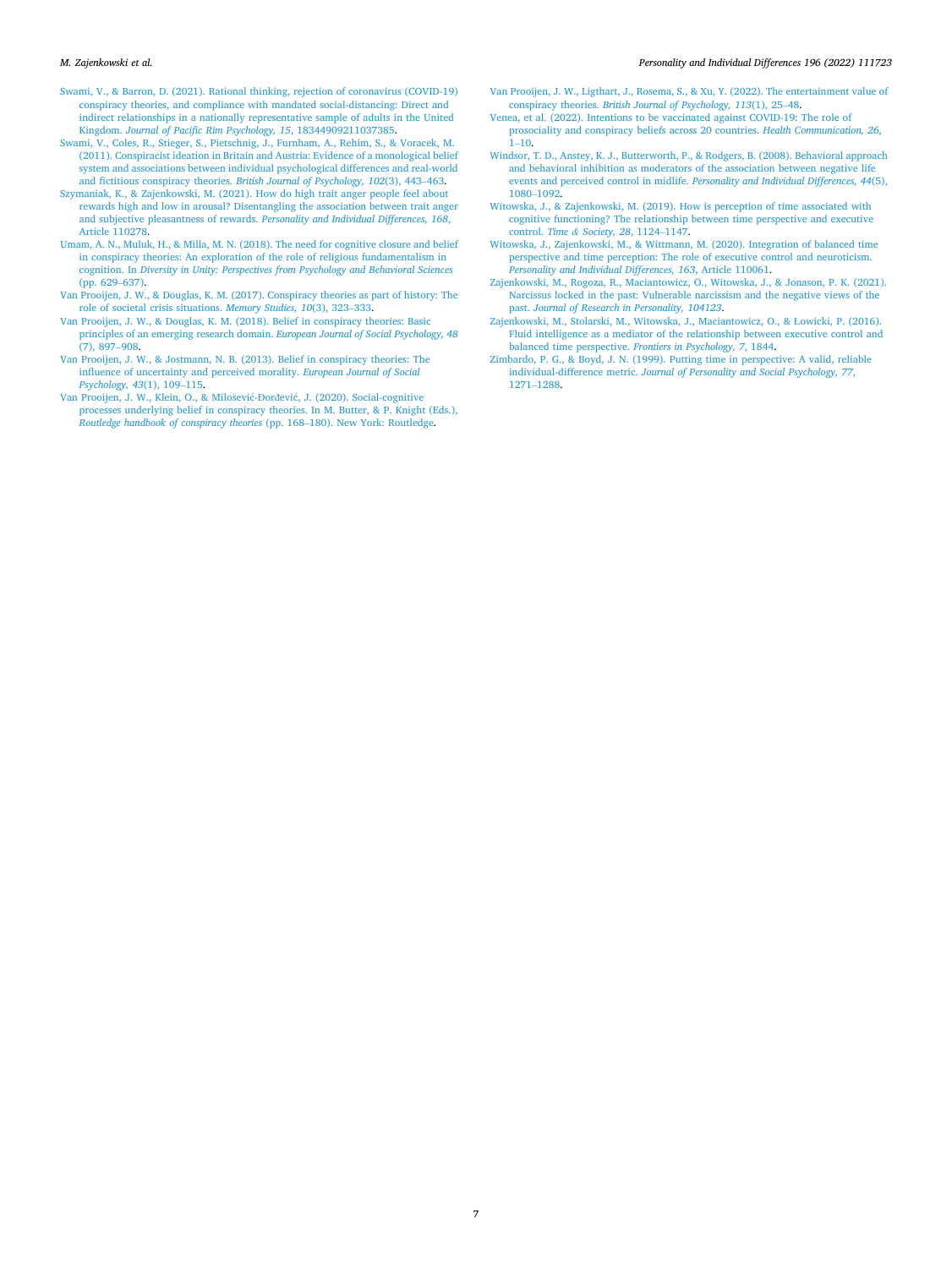Swami, V., & Barron, D. (2021). Rational thinking, rejection of coronavirus (COVID-19) conspiracy theories, and compliance with mandated social-distancing: Direct and indirect relationships in a nationally representative sample of adults in the United Kingdom. *Journal of Pacific Rim Psychology, 15*, 18344909211037385.

Swami, V., Coles, R., Stieger, S., Pietschnig, J., Furnham, A., Rehim, S., & Voracek, M. (2011). Conspiracist ideation in Britain and Austria: Evidence of a monological belief system and associations between individual psychological differences and real-world and fictitious conspiracy theories. *British Journal of Psychology, 102*(3), 443–463.

Szymaniak, K., & Zajenkowski, M. (2021). How do high trait anger people feel about rewards high and low in arousal? Disentangling the association between trait anger and subjective pleasantness of rewards. *Personality and Individual Differences, 168*, Article 110278.

Umam, A. N., Muluk, H., & Milla, M. N. (2018). The need for cognitive closure and belief in conspiracy theories: An exploration of the role of religious fundamentalism in cognition. In *Diversity in Unity: Perspectives from Psychology and Behavioral Sciences* (pp. 629–637).

Van Prooijen, J. W., & Douglas, K. M. (2017). Conspiracy theories as part of history: The role of societal crisis situations. *Memory Studies, 10*(3), 323–333.

Van Prooijen, J. W., & Douglas, K. M. (2018). Belief in conspiracy theories: Basic principles of an emerging research domain. *European Journal of Social Psychology, 48* (7), 897–908.

Van Prooijen, J. W., & Jostmann, N. B. (2013). Belief in conspiracy theories: The influence of uncertainty and perceived morality. *European Journal of Social Psychology, 43*(1), 109–115.

Van Prooijen, J. W., Klein, O., & Milošević-Đorđević, J. (2020). Social-cognitive processes underlying belief in conspiracy theories. In M. Butter, & P. Knight (Eds.), *Routledge handbook of conspiracy theories* (pp. 168–180). New York: Routledge.

Van Prooijen, J. W., Ligthart, J., Rosema, S., & Xu, Y. (2022). The entertainment value of conspiracy theories. *British Journal of Psychology, 113*(1), 25–48.

Venea, et al. (2022). Intentions to be vaccinated against COVID-19: The role of prosociality and conspiracy beliefs across 20 countries. *Health Communication, 26*, 1–10.

Windsor, T. D., Anstey, K. J., Butterworth, P., & Rodgers, B. (2008). Behavioral approach and behavioral inhibition as moderators of the association between negative life events and perceived control in midlife. *Personality and Individual Differences, 44*(5), 1080–1092.

Witowska, J., & Zajenkowski, M. (2019). How is perception of time associated with cognitive functioning? The relationship between time perspective and executive control. *Time & Society, 28*, 1124–1147.

Witowska, J., Zajenkowski, M., & Wittmann, M. (2020). Integration of balanced time perspective and time perception: The role of executive control and neuroticism. *Personality and Individual Differences, 163*, Article 110061.

Zajenkowski, M., Rogoza, R., Maciantowicz, O., Witowska, J., & Jonason, P. K. (2021). Narcissus locked in the past: Vulnerable narcissism and the negative views of the past. *Journal of Research in Personality, 104123*.

Zajenkowski, M., Stolarski, M., Witowska, J., Maciantowicz, O., & Łowicki, P. (2016). Fluid intelligence as a mediator of the relationship between executive control and balanced time perspective. *Frontiers in Psychology, 7*, 1844.

Zimbardo, P. G., & Boyd, J. N. (1999). Putting time in perspective: A valid, reliable individual-difference metric. *Journal of Personality and Social Psychology, 77*, 1271–1288.